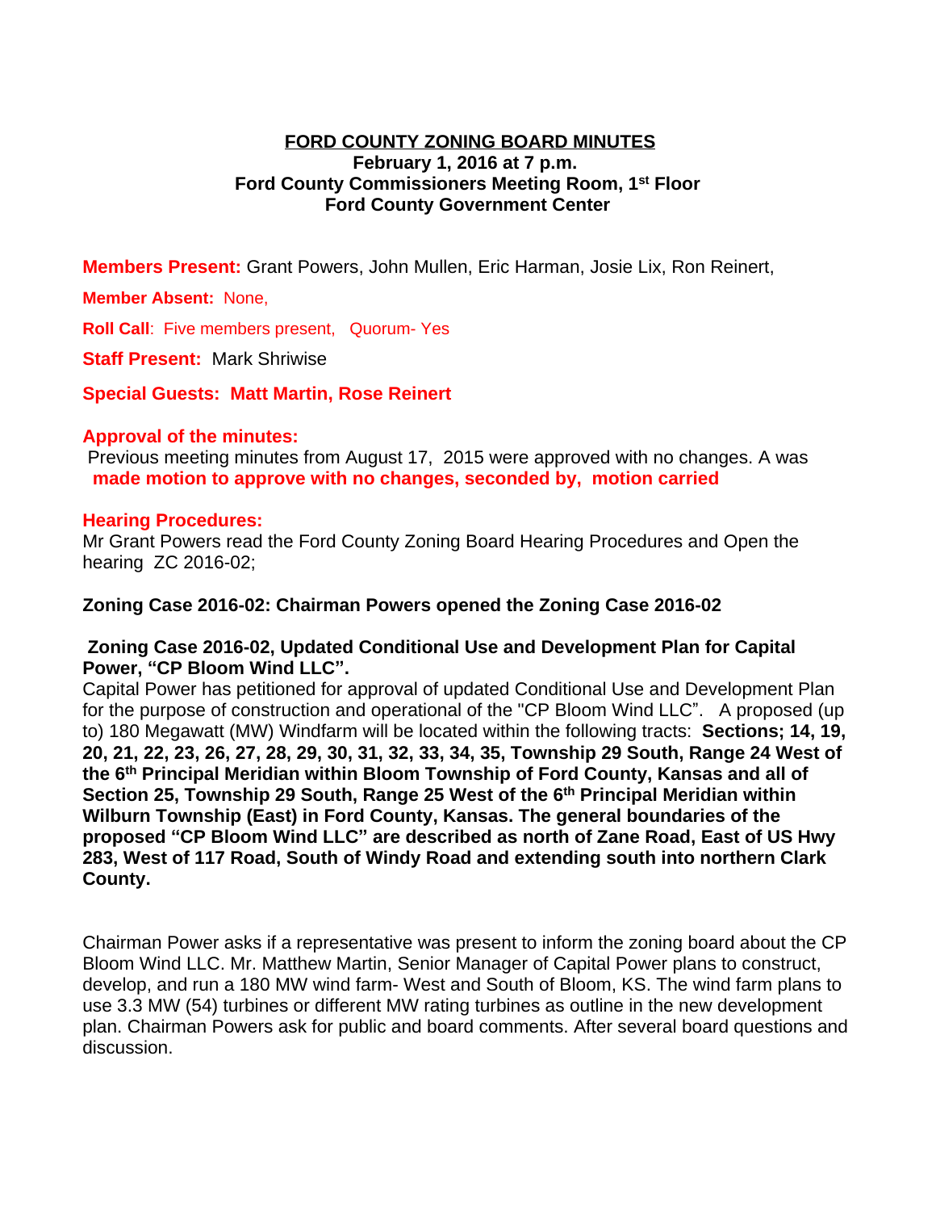# FORD COUNTY ZONING BOARD MINUTES

**February 1, 2016 at 7 p.m.**
**Ford County Commissioners Meeting Room, 1st Floor**
**Ford County Government Center**

**Members Present:** Grant Powers, John Mullen, Eric Harman, Josie Lix, Ron Reinert,

**Member Absent:** None,

**Roll Call**: Five members present, Quorum- Yes

**Staff Present:** Mark Shriwise

**Special Guests: Matt Martin, Rose Reinert**

**Approval of the minutes:**
Previous meeting minutes from August 17, 2015 were approved with no changes. A was **made motion to approve with no changes, seconded by, motion carried**

**Hearing Procedures:**
Mr Grant Powers read the Ford County Zoning Board Hearing Procedures and Open the hearing ZC 2016-02;

**Zoning Case 2016-02: Chairman Powers opened the Zoning Case 2016-02**

**Zoning Case 2016-02, Updated Conditional Use and Development Plan for Capital Power, "CP Bloom Wind LLC".**
Capital Power has petitioned for approval of updated Conditional Use and Development Plan for the purpose of construction and operational of the "CP Bloom Wind LLC". A proposed (up to) 180 Megawatt (MW) Windfarm will be located within the following tracts: **Sections; 14, 19, 20, 21, 22, 23, 26, 27, 28, 29, 30, 31, 32, 33, 34, 35, Township 29 South, Range 24 West of the 6th Principal Meridian within Bloom Township of Ford County, Kansas and all of Section 25, Township 29 South, Range 25 West of the 6th Principal Meridian within Wilburn Township (East) in Ford County, Kansas. The general boundaries of the proposed "CP Bloom Wind LLC" are described as north of Zane Road, East of US Hwy 283, West of 117 Road, South of Windy Road and extending south into northern Clark County.**

Chairman Power asks if a representative was present to inform the zoning board about the CP Bloom Wind LLC. Mr. Matthew Martin, Senior Manager of Capital Power plans to construct, develop, and run a 180 MW wind farm- West and South of Bloom, KS. The wind farm plans to use 3.3 MW (54) turbines or different MW rating turbines as outline in the new development plan. Chairman Powers ask for public and board comments. After several board questions and discussion.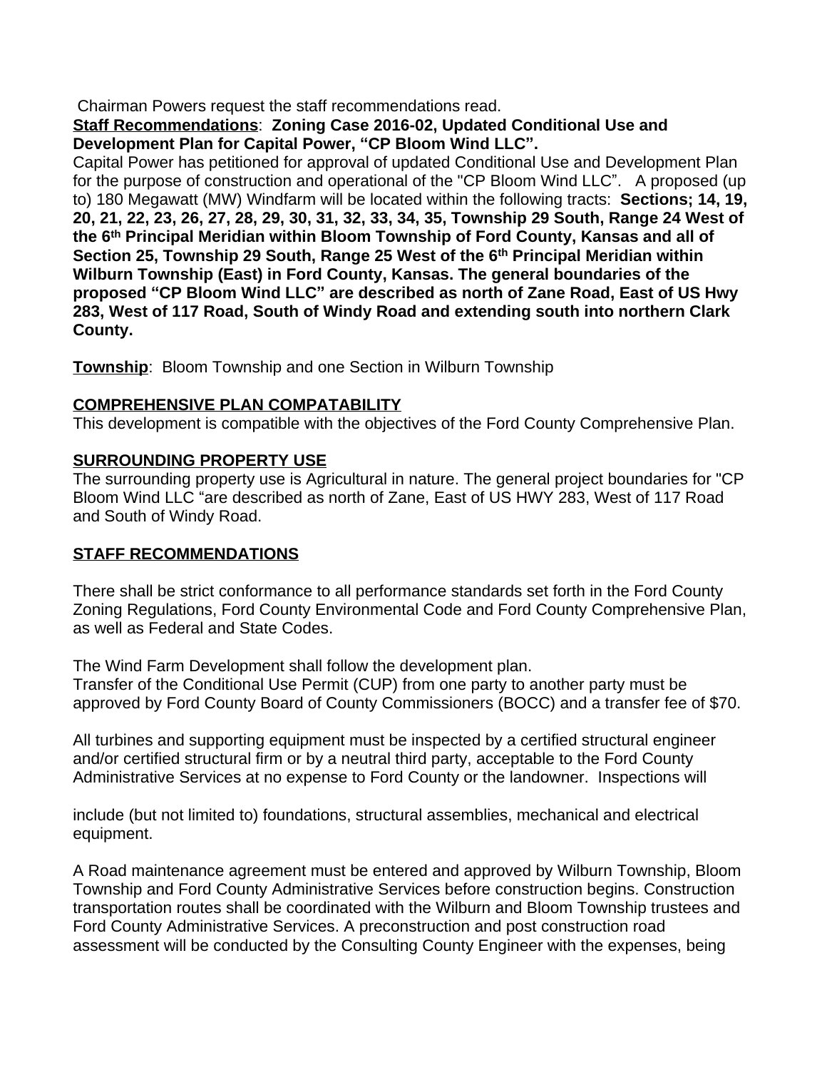Chairman Powers request the staff recommendations read.

**Staff Recommendations**: **Zoning Case 2016-02, Updated Conditional Use and Development Plan for Capital Power, "CP Bloom Wind LLC".**

Capital Power has petitioned for approval of updated Conditional Use and Development Plan for the purpose of construction and operational of the "CP Bloom Wind LLC". A proposed (up to) 180 Megawatt (MW) Windfarm will be located within the following tracts: **Sections; 14, 19, 20, 21, 22, 23, 26, 27, 28, 29, 30, 31, 32, 33, 34, 35, Township 29 South, Range 24 West of the 6th Principal Meridian within Bloom Township of Ford County, Kansas and all of Section 25, Township 29 South, Range 25 West of the 6th Principal Meridian within Wilburn Township (East) in Ford County, Kansas. The general boundaries of the proposed "CP Bloom Wind LLC" are described as north of Zane Road, East of US Hwy 283, West of 117 Road, South of Windy Road and extending south into northern Clark County.**

**Township**: Bloom Township and one Section in Wilburn Township

**COMPREHENSIVE PLAN COMPATABILITY**

This development is compatible with the objectives of the Ford County Comprehensive Plan.

**SURROUNDING PROPERTY USE**

The surrounding property use is Agricultural in nature. The general project boundaries for "CP Bloom Wind LLC "are described as north of Zane, East of US HWY 283, West of 117 Road and South of Windy Road.

**STAFF RECOMMENDATIONS**

There shall be strict conformance to all performance standards set forth in the Ford County Zoning Regulations, Ford County Environmental Code and Ford County Comprehensive Plan, as well as Federal and State Codes.

The Wind Farm Development shall follow the development plan.
Transfer of the Conditional Use Permit (CUP) from one party to another party must be approved by Ford County Board of County Commissioners (BOCC) and a transfer fee of $70.

All turbines and supporting equipment must be inspected by a certified structural engineer and/or certified structural firm or by a neutral third party, acceptable to the Ford County Administrative Services at no expense to Ford County or the landowner. Inspections will include (but not limited to) foundations, structural assemblies, mechanical and electrical equipment.

A Road maintenance agreement must be entered and approved by Wilburn Township, Bloom Township and Ford County Administrative Services before construction begins. Construction transportation routes shall be coordinated with the Wilburn and Bloom Township trustees and Ford County Administrative Services. A preconstruction and post construction road assessment will be conducted by the Consulting County Engineer with the expenses, being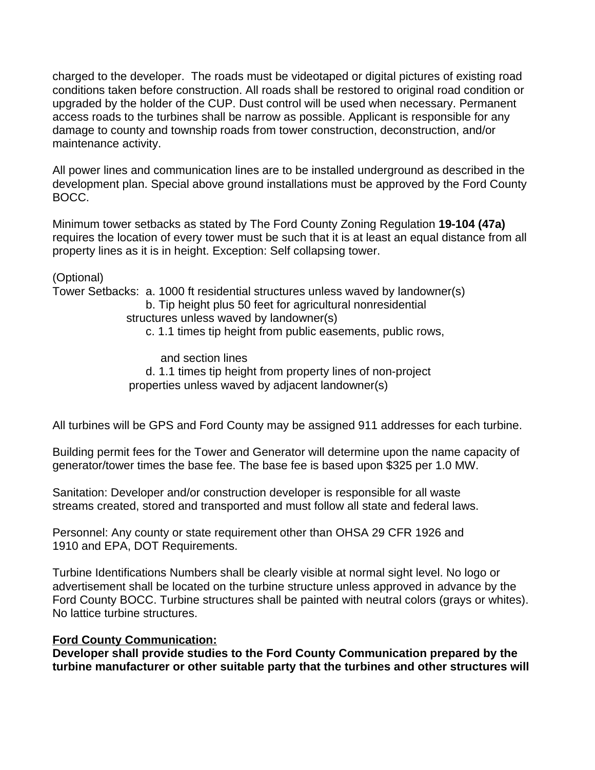charged to the developer. The roads must be videotaped or digital pictures of existing road conditions taken before construction. All roads shall be restored to original road condition or upgraded by the holder of the CUP. Dust control will be used when necessary. Permanent access roads to the turbines shall be narrow as possible. Applicant is responsible for any damage to county and township roads from tower construction, deconstruction, and/or maintenance activity.

All power lines and communication lines are to be installed underground as described in the development plan. Special above ground installations must be approved by the Ford County BOCC.

Minimum tower setbacks as stated by The Ford County Zoning Regulation **19-104 (47a)** requires the location of every tower must be such that it is at least an equal distance from all property lines as it is in height. Exception: Self collapsing tower.

(Optional)
Tower Setbacks:
a. 1000 ft residential structures unless waved by landowner(s)
b. Tip height plus 50 feet for agricultural nonresidential structures unless waved by landowner(s)
c. 1.1 times tip height from public easements, public rows, and section lines
d. 1.1 times tip height from property lines of non-project properties unless waved by adjacent landowner(s)

All turbines will be GPS and Ford County may be assigned 911 addresses for each turbine.

Building permit fees for the Tower and Generator will determine upon the name capacity of generator/tower times the base fee. The base fee is based upon $325 per 1.0 MW.

Sanitation: Developer and/or construction developer is responsible for all waste streams created, stored and transported and must follow all state and federal laws.

Personnel: Any county or state requirement other than OHSA 29 CFR 1926 and 1910 and EPA, DOT Requirements.

Turbine Identifications Numbers shall be clearly visible at normal sight level. No logo or advertisement shall be located on the turbine structure unless approved in advance by the Ford County BOCC. Turbine structures shall be painted with neutral colors (grays or whites). No lattice turbine structures.

**Ford County Communication:**
**Developer shall provide studies to the Ford County Communication prepared by the turbine manufacturer or other suitable party that the turbines and other structures will**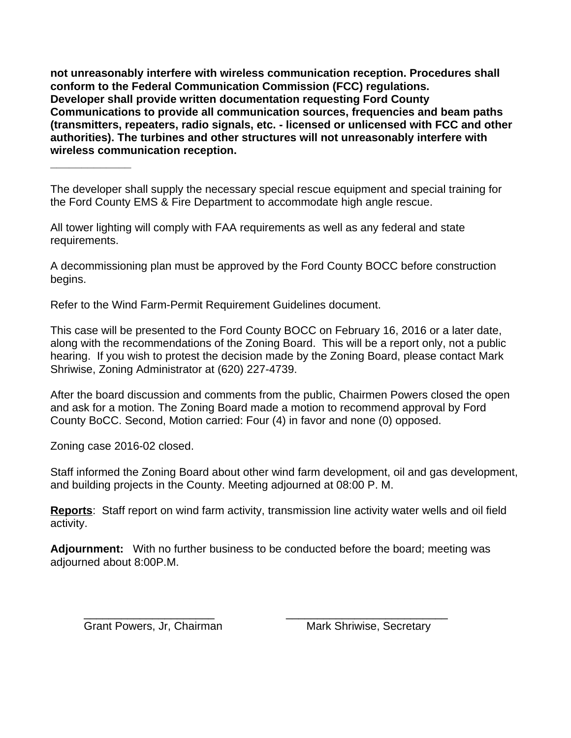**not unreasonably interfere with wireless communication reception. Procedures shall conform to the Federal Communication Commission (FCC) regulations. Developer shall provide written documentation requesting Ford County Communications to provide all communication sources, frequencies and beam paths (transmitters, repeaters, radio signals, etc. - licensed or unlicensed with FCC and other authorities). The turbines and other structures will not unreasonably interfere with wireless communication reception.**

___________

The developer shall supply the necessary special rescue equipment and special training for the Ford County EMS & Fire Department to accommodate high angle rescue.

All tower lighting will comply with FAA requirements as well as any federal and state requirements.

A decommissioning plan must be approved by the Ford County BOCC before construction begins.

Refer to the Wind Farm-Permit Requirement Guidelines document.

This case will be presented to the Ford County BOCC on February 16, 2016 or a later date, along with the recommendations of the Zoning Board. This will be a report only, not a public hearing. If you wish to protest the decision made by the Zoning Board, please contact Mark Shriwise, Zoning Administrator at (620) 227-4739.

After the board discussion and comments from the public, Chairmen Powers closed the open and ask for a motion. The Zoning Board made a motion to recommend approval by Ford County BoCC. Second, Motion carried: Four (4) in favor and none (0) opposed.

Zoning case 2016-02 closed.

Staff informed the Zoning Board about other wind farm development, oil and gas development, and building projects in the County. Meeting adjourned at 08:00 P. M.

**<u>Reports</u>**: Staff report on wind farm activity, transmission line activity water wells and oil field activity.

**Adjournment:** With no further business to be conducted before the board; meeting was adjourned about 8:00P.M.

____________________ ________________________

Grant Powers, Jr, Chairman Mark Shriwise, Secretary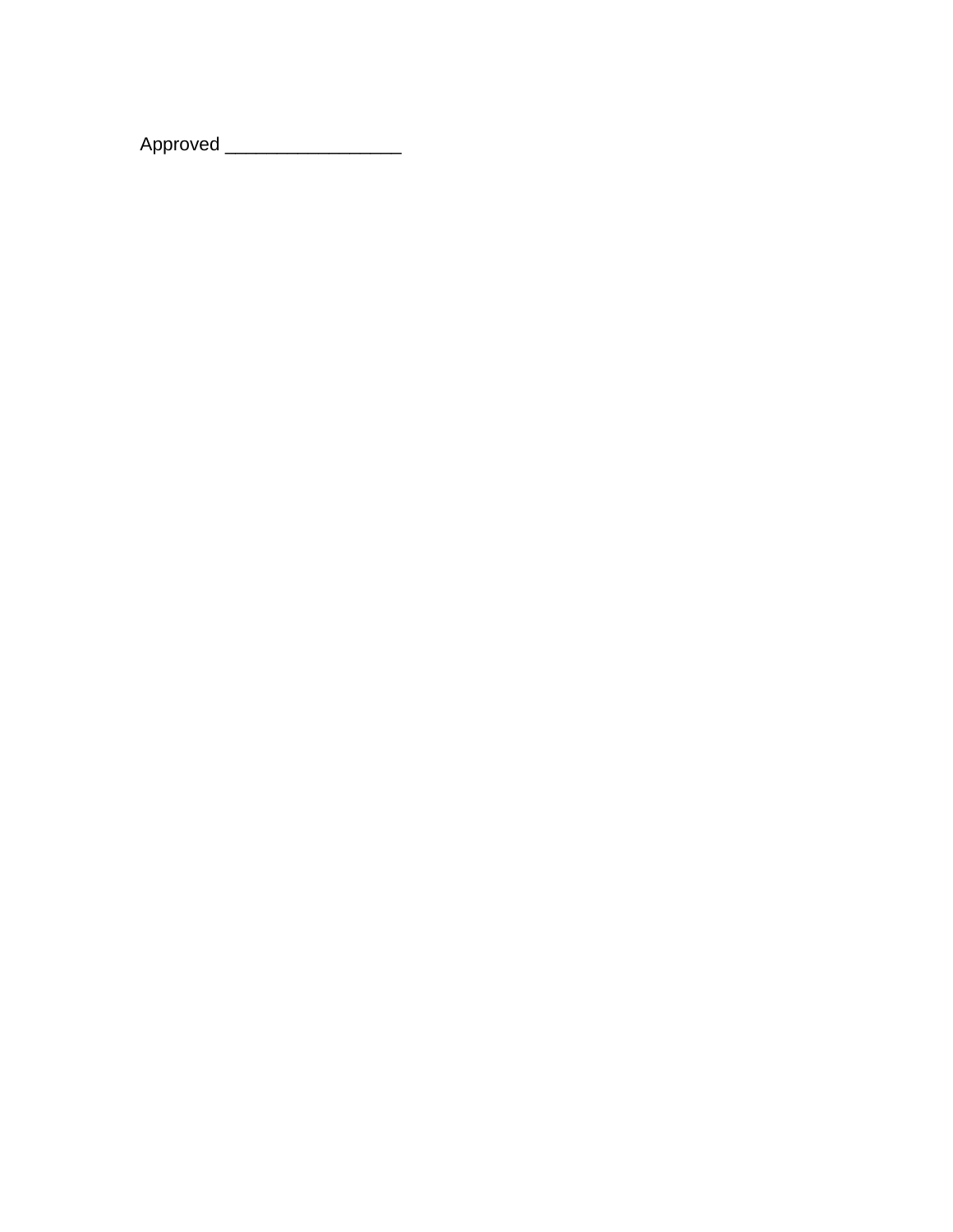Approved _________________